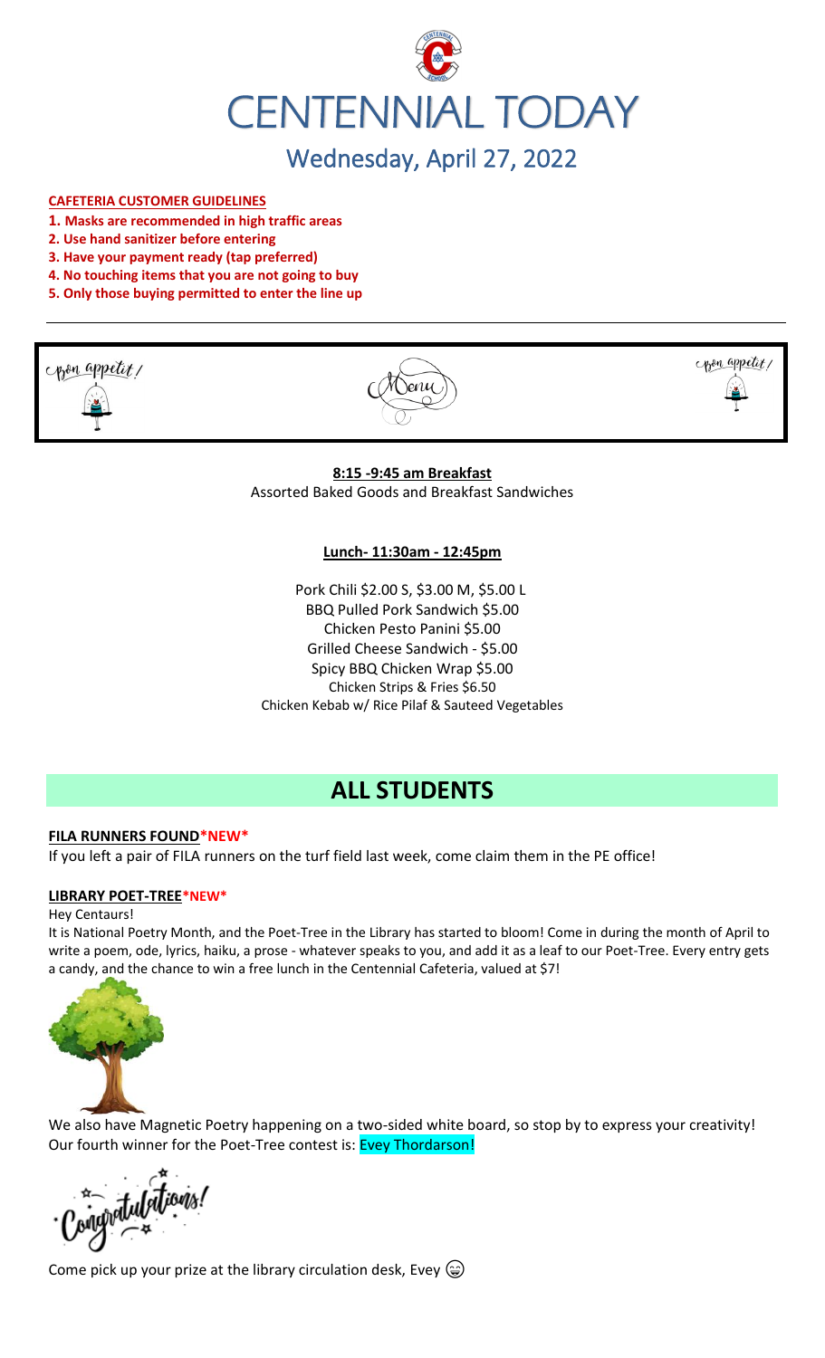# CENTENNIAL TODAY

## Wednesday, April 27, 2022

**CAFETERIA CUSTOMER GUIDELINES**

1. **Masks are recommended in high traffic areas**
2. **Use hand sanitizer before entering**
3. **Have your payment ready (tap preferred)**
4. **No touching items that you are not going to buy**
5. **Only those buying permitted to enter the line up**

Bon appetit! Menu Bon appetit!

**8:15 -9:45 am Breakfast**

Assorted Baked Goods and Breakfast Sandwiches

**Lunch- 11:30am - 12:45pm**

Pork Chili $2.00 S, $3.00 M, $5.00 L
BBQ Pulled Pork Sandwich $5.00
Chicken Pesto Panini $5.00
Grilled Cheese Sandwich - $5.00
Spicy BBQ Chicken Wrap $5.00
Chicken Strips & Fries $6.50
Chicken Kebab w/ Rice Pilaf & Sauteed Vegetables

# ALL STUDENTS

**FILA RUNNERS FOUND*NEW***

If you left a pair of FILA runners on the turf field last week, come claim them in the PE office!

**LIBRARY POET-TREE*NEW***

Hey Centaurs!

It is National Poetry Month, and the Poet-Tree in the Library has started to bloom! Come in during the month of April to write a poem, ode, lyrics, haiku, a prose - whatever speaks to you, and add it as a leaf to our Poet-Tree. Every entry gets a candy, and the chance to win a free lunch in the Centennial Cafeteria, valued at $7!

We also have Magnetic Poetry happening on a two-sided white board, so stop by to express your creativity! Our fourth winner for the Poet-Tree contest is: Evey Thordarson!

Congratulations!

Come pick up your prize at the library circulation desk, Evey 😀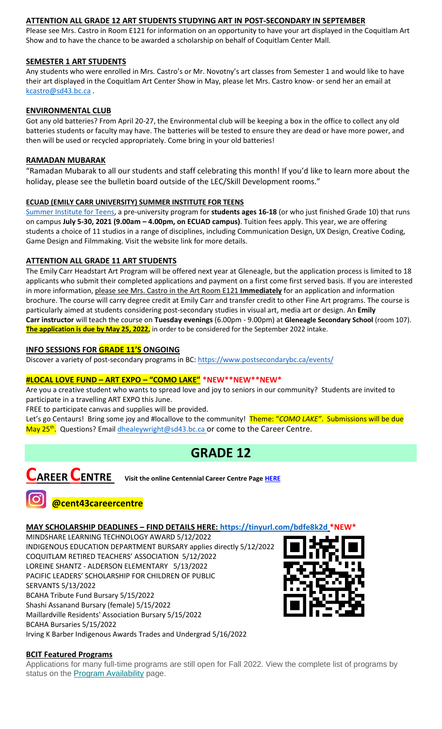### ATTENTION ALL GRADE 12 ART STUDENTS STUDYING ART IN POST-SECONDARY IN SEPTEMBER

Please see Mrs. Castro in Room E121 for information on an opportunity to have your art displayed in the Coquitlam Art Show and to have the chance to be awarded a scholarship on behalf of Coquitlam Center Mall.

### SEMESTER 1 ART STUDENTS

Any students who were enrolled in Mrs. Castro's or Mr. Novotny's art classes from Semester 1 and would like to have their art displayed in the Coquitlam Art Center Show in May, please let Mrs. Castro know- or send her an email at kcastro@sd43.bc.ca .

### ENVIRONMENTAL CLUB

Got any old batteries? From April 20-27, the Environmental club will be keeping a box in the office to collect any old batteries students or faculty may have. The batteries will be tested to ensure they are dead or have more power, and then will be used or recycled appropriately. Come bring in your old batteries!

### RAMADAN MUBARAK

"Ramadan Mubarak to all our students and staff celebrating this month! If you'd like to learn more about the holiday, please see the bulletin board outside of the LEC/Skill Development rooms."

### ECUAD (EMILY CARR UNIVERSITY) SUMMER INSTITUTE FOR TEENS

Summer Institute for Teens, a pre-university program for **students ages 16-18** (or who just finished Grade 10) that runs on campus **July 5-30, 2021 (9.00am – 4.00pm, on ECUAD campus)**. Tuition fees apply. This year, we are offering students a choice of 11 studios in a range of disciplines, including Communication Design, UX Design, Creative Coding, Game Design and Filmmaking. Visit the website link for more details.

### ATTENTION ALL GRADE 11 ART STUDENTS

The Emily Carr Headstart Art Program will be offered next year at Gleneagle, but the application process is limited to 18 applicants who submit their completed applications and payment on a first come first served basis. If you are interested in more information, please see Mrs. Castro in the Art Room E121 **Immediately** for an application and information brochure. The course will carry degree credit at Emily Carr and transfer credit to other Fine Art programs. The course is particularly aimed at students considering post-secondary studies in visual art, media art or design. An **Emily Carr instructor** will teach the course on **Tuesday evenings** (6.00pm - 9.00pm) at **Gleneagle Secondary School** (room 107). **The application is due by May 25, 2022**, in order to be considered for the September 2022 intake.

### INFO SESSIONS FOR GRADE 11'S ONGOING

Discover a variety of post-secondary programs in BC: https://www.postsecondarybc.ca/events/

### #LOCAL LOVE FUND – ART EXPO – "COMO LAKE" *NEW**NEW**NEW*

Are you a creative student who wants to spread love and joy to seniors in our community? Students are invited to participate in a travelling ART EXPO this June.

FREE to participate canvas and supplies will be provided.

Let's go Centaurs! Bring some joy and #locallove to the community! Theme: "*COMO LAKE*". Submissions will be due May 25th. Questions? Email dhealeywright@sd43.bc.ca or come to the Career Centre.

# GRADE 12

## CAREER CENTRE

Visit the online Centennial Career Centre Page HERE

**@cent43careercentre**

### MAY SCHOLARSHIP DEADLINES – FIND DETAILS HERE: https://tinyurl.com/bdfe8k2d *NEW*

MINDSHARE LEARNING TECHNOLOGY AWARD 5/12/2022
INDIGENOUS EDUCATION DEPARTMENT BURSARY applies directly 5/12/2022
COQUITLAM RETIRED TEACHERS' ASSOCIATION 5/12/2022
LOREINE SHANTZ - ALDERSON ELEMENTARY 5/13/2022
PACIFIC LEADERS' SCHOLARSHIP FOR CHILDREN OF PUBLIC SERVANTS 5/13/2022
BCAHA Tribute Fund Bursary 5/15/2022
Shashi Assanand Bursary (female) 5/15/2022
Maillardville Residents' Association Bursary 5/15/2022
BCAHA Bursaries 5/15/2022
Irving K Barber Indigenous Awards Trades and Undergrad 5/16/2022

### BCIT Featured Programs

Applications for many full-time programs are still open for Fall 2022. View the complete list of programs by status on the Program Availability page.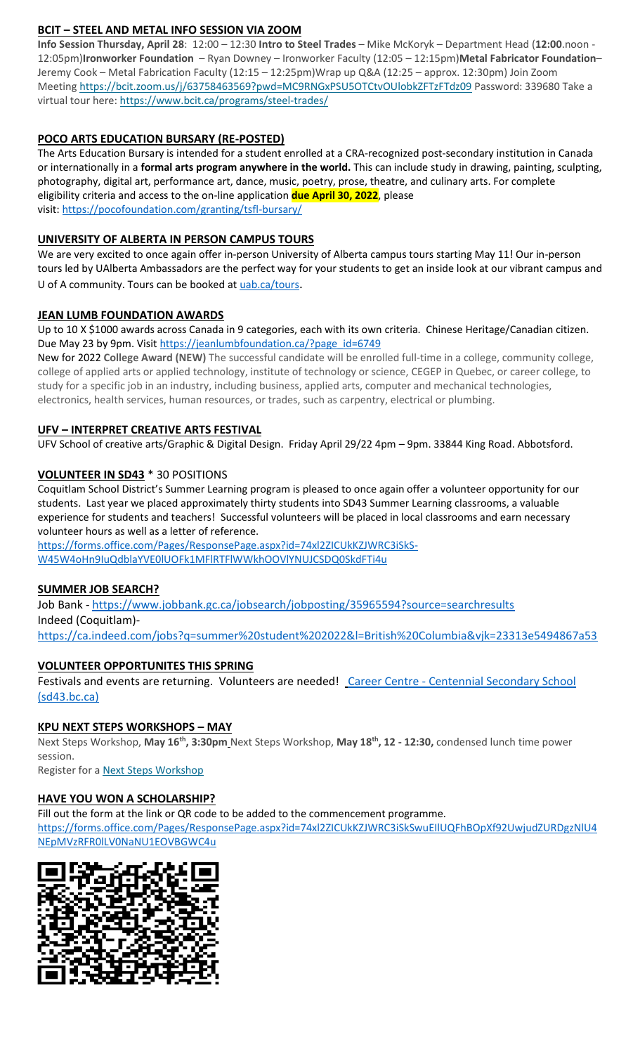## BCIT – STEEL AND METAL INFO SESSION VIA ZOOM

**Info Session Thursday, April 28**: 12:00 – 12:30 **Intro to Steel Trades** – Mike McKoryk – Department Head (**12:00**.noon - 12:05pm)**Ironworker Foundation** – Ryan Downey – Ironworker Faculty (12:05 – 12:15pm)**Metal Fabricator Foundation**– Jeremy Cook – Metal Fabrication Faculty (12:15 – 12:25pm)Wrap up Q&A (12:25 – approx. 12:30pm) Join Zoom Meeting https://bcit.zoom.us/j/63758463569?pwd=MC9RNGxPSU5OTCtvOUlobkZFTzFTdz09 Password: 339680 Take a virtual tour here: https://www.bcit.ca/programs/steel-trades/

## POCO ARTS EDUCATION BURSARY (RE-POSTED)

The Arts Education Bursary is intended for a student enrolled at a CRA-recognized post-secondary institution in Canada or internationally in a **formal arts program anywhere in the world.** This can include study in drawing, painting, sculpting, photography, digital art, performance art, dance, music, poetry, prose, theatre, and culinary arts. For complete eligibility criteria and access to the on-line application **due April 30, 2022**, please visit: https://pocofoundation.com/granting/tsfl-bursary/

## UNIVERSITY OF ALBERTA IN PERSON CAMPUS TOURS

We are very excited to once again offer in-person University of Alberta campus tours starting May 11! Our in-person tours led by UAlberta Ambassadors are the perfect way for your students to get an inside look at our vibrant campus and U of A community. Tours can be booked at uab.ca/tours.

## JEAN LUMB FOUNDATION AWARDS

Up to 10 X $1000 awards across Canada in 9 categories, each with its own criteria. Chinese Heritage/Canadian citizen. Due May 23 by 9pm. Visit https://jeanlumbfoundation.ca/?page_id=6749

New for 2022 **College Award (NEW)** The successful candidate will be enrolled full-time in a college, community college, college of applied arts or applied technology, institute of technology or science, CEGEP in Quebec, or career college, to study for a specific job in an industry, including business, applied arts, computer and mechanical technologies, electronics, health services, human resources, or trades, such as carpentry, electrical or plumbing.

## UFV – INTERPRET CREATIVE ARTS FESTIVAL

UFV School of creative arts/Graphic & Digital Design. Friday April 29/22 4pm – 9pm. 33844 King Road. Abbotsford.

## VOLUNTEER IN SD43 * 30 POSITIONS

Coquitlam School District's Summer Learning program is pleased to once again offer a volunteer opportunity for our students. Last year we placed approximately thirty students into SD43 Summer Learning classrooms, a valuable experience for students and teachers! Successful volunteers will be placed in local classrooms and earn necessary volunteer hours as well as a letter of reference.

https://forms.office.com/Pages/ResponsePage.aspx?id=74xl2ZICUkKZJWRC3iSkS-W45W4oHn9IuQdbIaYVE0lUOFk1MFlRTFlWWkhOOVlYNUJCSDQ0SkdFTi4u

## SUMMER JOB SEARCH?

Job Bank - https://www.jobbank.gc.ca/jobsearch/jobposting/35965594?source=searchresults

Indeed (Coquitlam)-
https://ca.indeed.com/jobs?q=summer%20student%202022&l=British%20Columbia&vjk=23313e5494867a53

## VOLUNTEER OPPORTUNITES THIS SPRING

Festivals and events are returning. Volunteers are needed! Career Centre - Centennial Secondary School (sd43.bc.ca)

## KPU NEXT STEPS WORKSHOPS – MAY

Next Steps Workshop, **May 16th, 3:30pm** Next Steps Workshop, **May 18th, 12 - 12:30,** condensed lunch time power session.

Register for a Next Steps Workshop

## HAVE YOU WON A SCHOLARSHIP?

Fill out the form at the link or QR code to be added to the commencement programme.
https://forms.office.com/Pages/ResponsePage.aspx?id=74xl2ZICUkKZJWRC3iSkSwuEIlUQFhBOpXf92UwjudZURDgzNlU4NEpMVzRFR0lLV0NaNU1EOVBGWC4u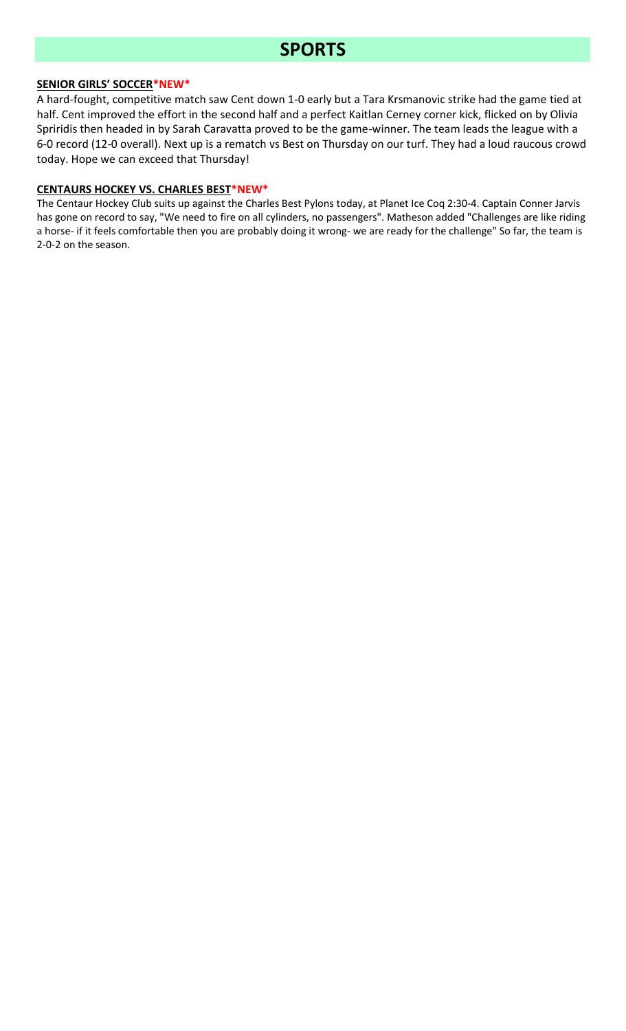# SPORTS

**SENIOR GIRLS' SOCCER*NEW***

A hard-fought, competitive match saw Cent down 1-0 early but a Tara Krsmanovic strike had the game tied at half. Cent improved the effort in the second half and a perfect Kaitlan Cerney corner kick, flicked on by Olivia Spriridis then headed in by Sarah Caravatta proved to be the game-winner. The team leads the league with a 6-0 record (12-0 overall). Next up is a rematch vs Best on Thursday on our turf. They had a loud raucous crowd today. Hope we can exceed that Thursday!

**CENTAURS HOCKEY VS. CHARLES BEST*NEW***

The Centaur Hockey Club suits up against the Charles Best Pylons today, at Planet Ice Coq 2:30-4. Captain Conner Jarvis has gone on record to say, "We need to fire on all cylinders, no passengers". Matheson added "Challenges are like riding a horse- if it feels comfortable then you are probably doing it wrong- we are ready for the challenge" So far, the team is 2-0-2 on the season.